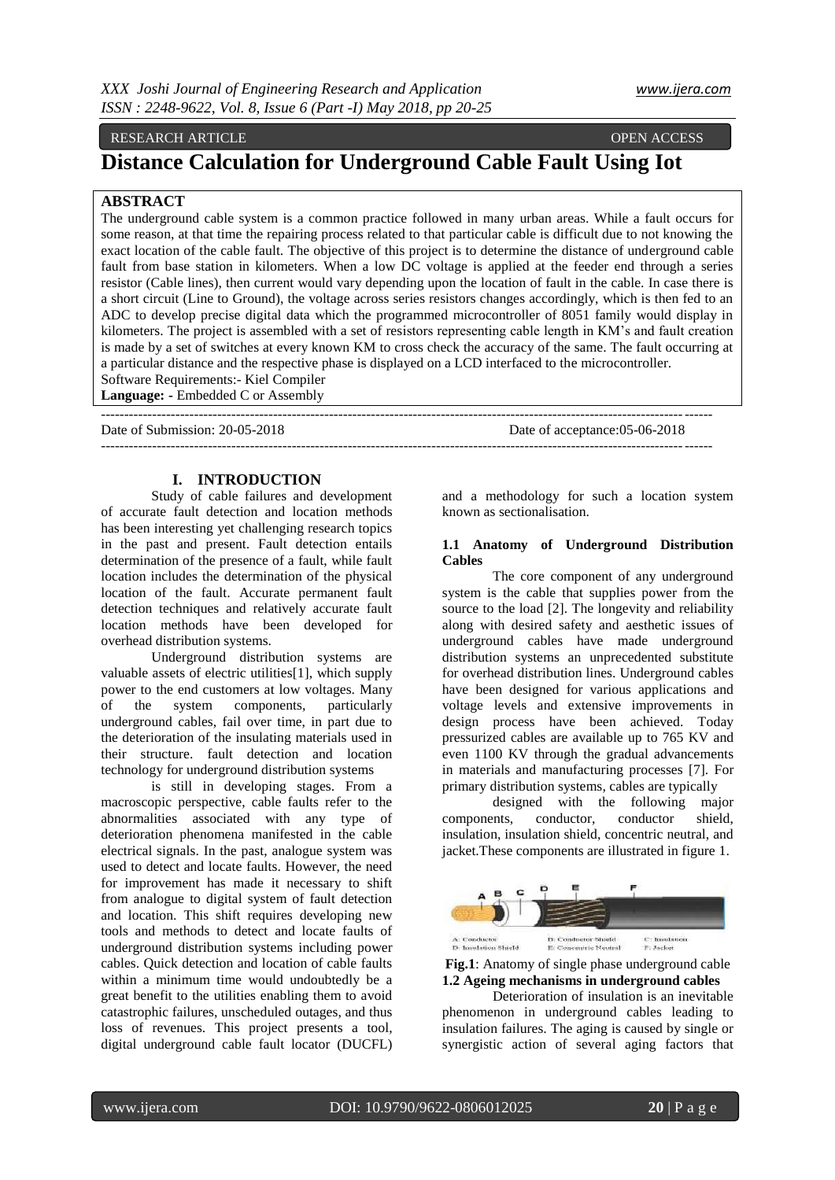RESEARCH ARTICLE OPEN ACCESS

# Distance Calculation for Underground Cable Fault Using Iot

## ABSTRACT

The underground cable system is a common practice followed in many urban areas. While a fault occurs for some reason, at that time the repairing process related to that particular cable is difficult due to not knowing the exact location of the cable fault. The objective of this project is to determine the distance of underground cable fault from base station in kilometers. When a low DC voltage is applied at the feeder end through a series resistor (Cable lines), then current would vary depending upon the location of fault in the cable. In case there is a short circuit (Line to Ground), the voltage across series resistors changes accordingly, which is then fed to an ADC to develop precise digital data which the programmed microcontroller of 8051 family would display in kilometers. The project is assembled with a set of resistors representing cable length in KM's and fault creation is made by a set of switches at every known KM to cross check the accuracy of the same. The fault occurring at a particular distance and the respective phase is displayed on a LCD interfaced to the microcontroller.

Software Requirements:- Kiel Compiler

**Language:** - Embedded C or Assembly

---

Date of Submission: 20-05-2018 Date of acceptance:05-06-2018

---

## I. INTRODUCTION

Study of cable failures and development of accurate fault detection and location methods has been interesting yet challenging research topics in the past and present. Fault detection entails determination of the presence of a fault, while fault location includes the determination of the physical location of the fault. Accurate permanent fault detection techniques and relatively accurate fault location methods have been developed for overhead distribution systems.

Underground distribution systems are valuable assets of electric utilities[1], which supply power to the end customers at low voltages. Many of the system components, particularly underground cables, fail over time, in part due to the deterioration of the insulating materials used in their structure. fault detection and location technology for underground distribution systems

is still in developing stages. From a macroscopic perspective, cable faults refer to the abnormalities associated with any type of deterioration phenomena manifested in the cable electrical signals. In the past, analogue system was used to detect and locate faults. However, the need for improvement has made it necessary to shift from analogue to digital system of fault detection and location. This shift requires developing new tools and methods to detect and locate faults of underground distribution systems including power cables. Quick detection and location of cable faults within a minimum time would undoubtedly be a great benefit to the utilities enabling them to avoid catastrophic failures, unscheduled outages, and thus loss of revenues. This project presents a tool, digital underground cable fault locator (DUCFL) and a methodology for such a location system known as sectionalisation.

### 1.1 Anatomy of Underground Distribution Cables

The core component of any underground system is the cable that supplies power from the source to the load [2]. The longevity and reliability along with desired safety and aesthetic issues of underground cables have made underground distribution systems an unprecedented substitute for overhead distribution lines. Underground cables have been designed for various applications and voltage levels and extensive improvements in design process have been achieved. Today pressurized cables are available up to 765 KV and even 1100 KV through the gradual advancements in materials and manufacturing processes [7]. For primary distribution systems, cables are typically

designed with the following major components, conductor, conductor shield, insulation, insulation shield, concentric neutral, and jacket.These components are illustrated in figure 1.

A: Conductor B: Conductor Shield C: Insulation D: Insulation Shield E: Concentric Neutral F: Jacket

**Fig.1**: Anatomy of single phase underground cable

### 1.2 Ageing mechanisms in underground cables

Deterioration of insulation is an inevitable phenomenon in underground cables leading to insulation failures. The aging is caused by single or synergistic action of several aging factors that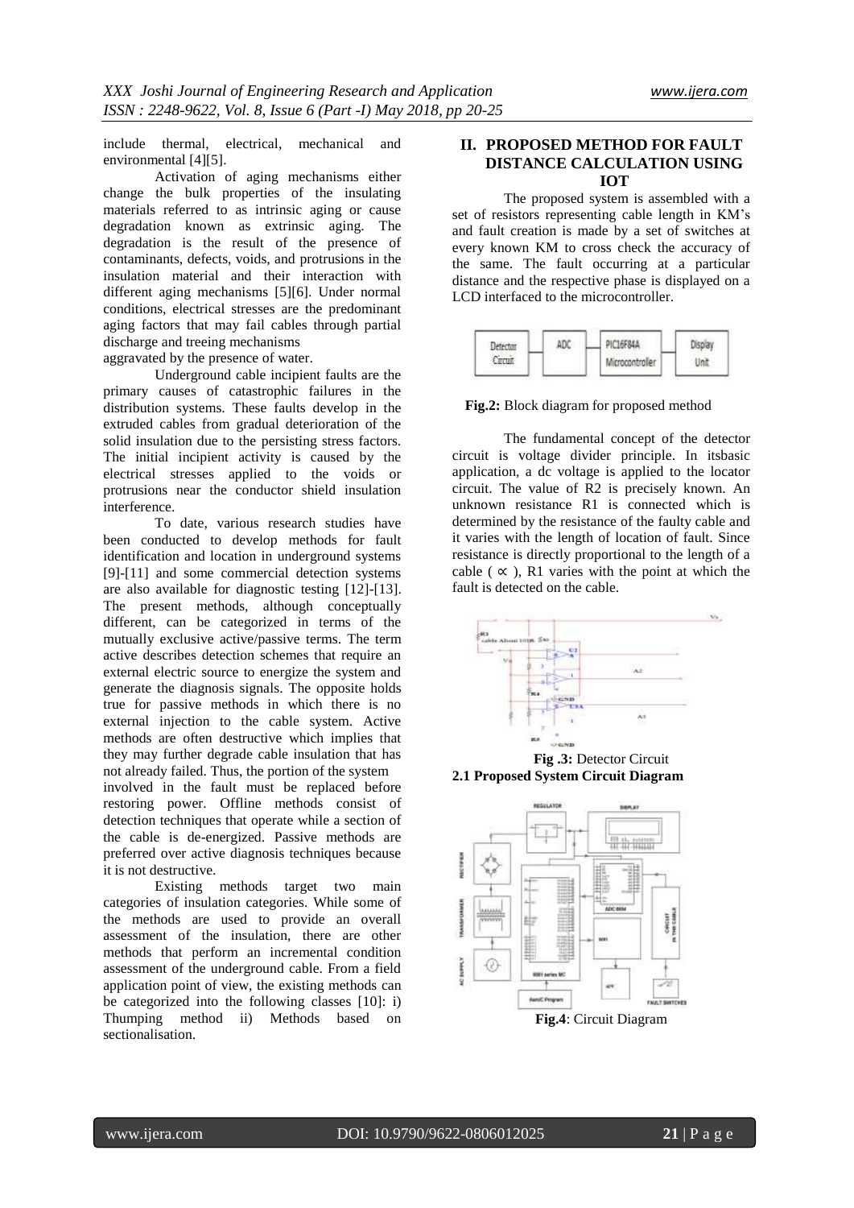include thermal, electrical, mechanical and environmental [4][5].

Activation of aging mechanisms either change the bulk properties of the insulating materials referred to as intrinsic aging or cause degradation known as extrinsic aging. The degradation is the result of the presence of contaminants, defects, voids, and protrusions in the insulation material and their interaction with different aging mechanisms [5][6]. Under normal conditions, electrical stresses are the predominant aging factors that may fail cables through partial discharge and treeing mechanisms aggravated by the presence of water.

Underground cable incipient faults are the primary causes of catastrophic failures in the distribution systems. These faults develop in the extruded cables from gradual deterioration of the solid insulation due to the persisting stress factors. The initial incipient activity is caused by the electrical stresses applied to the voids or protrusions near the conductor shield insulation interference.

To date, various research studies have been conducted to develop methods for fault identification and location in underground systems [9]-[11] and some commercial detection systems are also available for diagnostic testing [12]-[13]. The present methods, although conceptually different, can be categorized in terms of the mutually exclusive active/passive terms. The term active describes detection schemes that require an external electric source to energize the system and generate the diagnosis signals. The opposite holds true for passive methods in which there is no external injection to the cable system. Active methods are often destructive which implies that they may further degrade cable insulation that has not already failed. Thus, the portion of the system involved in the fault must be replaced before restoring power. Offline methods consist of detection techniques that operate while a section of the cable is de-energized. Passive methods are preferred over active diagnosis techniques because it is not destructive.

Existing methods target two main categories of insulation categories. While some of the methods are used to provide an overall assessment of the insulation, there are other methods that perform an incremental condition assessment of the underground cable. From a field application point of view, the existing methods can be categorized into the following classes [10]: i) Thumping method ii) Methods based on sectionalisation.

## II. PROPOSED METHOD FOR FAULT DISTANCE CALCULATION USING IOT

The proposed system is assembled with a set of resistors representing cable length in KM's and fault creation is made by a set of switches at every known KM to cross check the accuracy of the same. The fault occurring at a particular distance and the respective phase is displayed on a LCD interfaced to the microcontroller.

**Fig.2:** Block diagram for proposed method

The fundamental concept of the detector circuit is voltage divider principle. In itsbasic application, a dc voltage is applied to the locator circuit. The value of R2 is precisely known. An unknown resistance R1 is connected which is determined by the resistance of the faulty cable and it varies with the length of location of fault. Since resistance is directly proportional to the length of a cable ( $\propto$ ), R1 varies with the point at which the fault is detected on the cable.

**Fig .3:** Detector Circuit

### 2.1 Proposed System Circuit Diagram

**Fig.4**: Circuit Diagram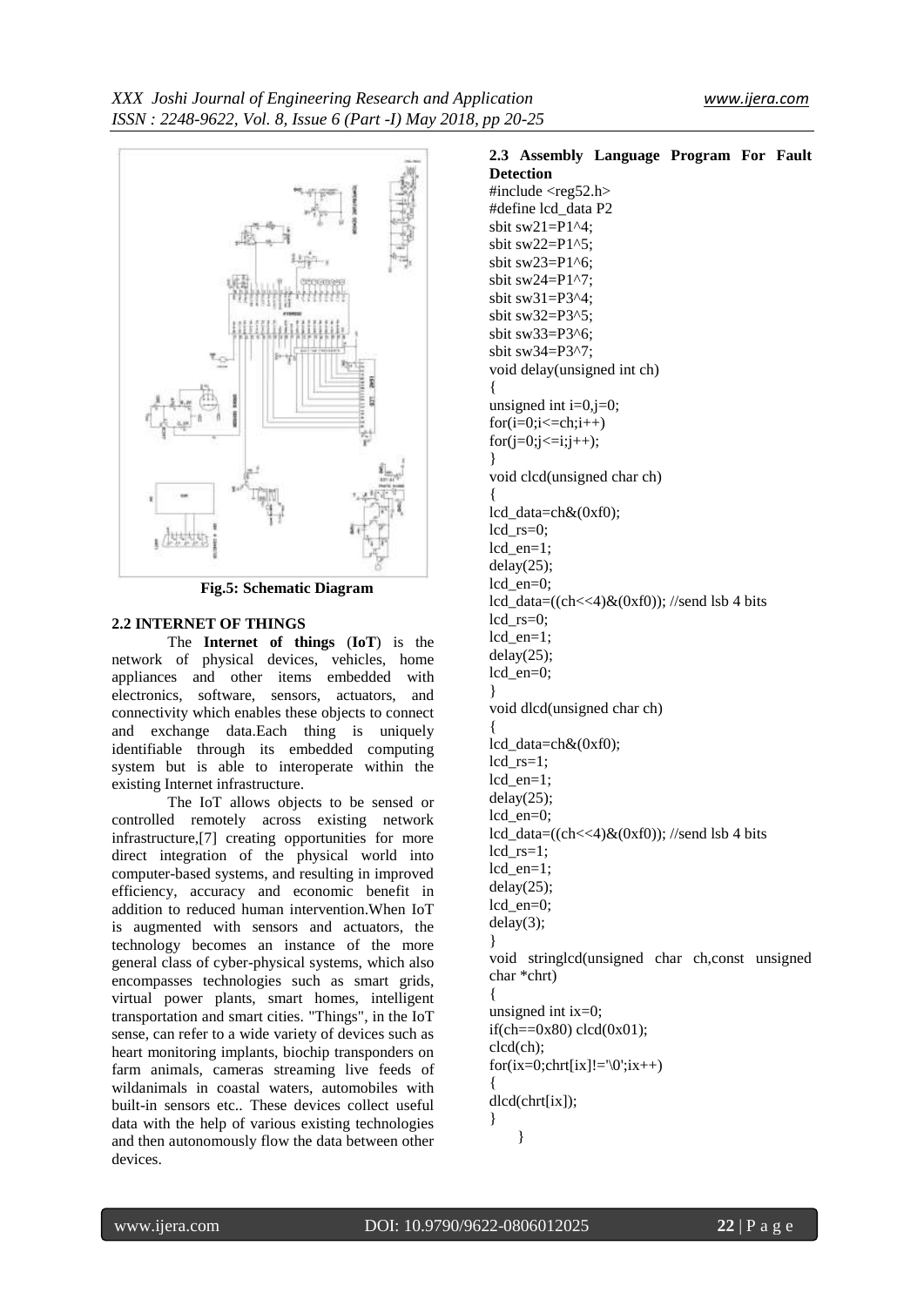Fig.5: Schematic Diagram

### 2.2 INTERNET OF THINGS

The **Internet of things** (**IoT**) is the network of physical devices, vehicles, home appliances and other items embedded with electronics, software, sensors, actuators, and connectivity which enables these objects to connect and exchange data.Each thing is uniquely identifiable through its embedded computing system but is able to interoperate within the existing Internet infrastructure.

The IoT allows objects to be sensed or controlled remotely across existing network infrastructure,[7] creating opportunities for more direct integration of the physical world into computer-based systems, and resulting in improved efficiency, accuracy and economic benefit in addition to reduced human intervention.When IoT is augmented with sensors and actuators, the technology becomes an instance of the more general class of cyber-physical systems, which also encompasses technologies such as smart grids, virtual power plants, smart homes, intelligent transportation and smart cities. "Things", in the IoT sense, can refer to a wide variety of devices such as heart monitoring implants, biochip transponders on farm animals, cameras streaming live feeds of wildanimals in coastal waters, automobiles with built-in sensors etc.. These devices collect useful data with the help of various existing technologies and then autonomously flow the data between other devices.

### 2.3 Assembly Language Program For Fault Detection

```
#include <reg52.h>
#define lcd_data P2
sbit sw21=P1^4;
sbit sw22=P1^5;
sbit sw23=P1^6;
sbit sw24=P1^7;
sbit sw31=P3^4;
sbit sw32=P3^5;
sbit sw33=P3^6;
sbit sw34=P3^7;
void delay(unsigned int ch)
{
unsigned int i=0,j=0;
for(i=0;i<=ch;i++)
for(j=0;j<=i;j++);
}
void clcd(unsigned char ch)
{
lcd_data=ch&(0xf0);
lcd_rs=0;
lcd_en=1;
delay(25);
lcd_en=0;
lcd_data=((ch<<4)&(0xf0)); //send lsb 4 bits
lcd_rs=0;
lcd_en=1;
delay(25);
lcd_en=0;
}
void dlcd(unsigned char ch)
{
lcd_data=ch&(0xf0);
lcd_rs=1;
lcd_en=1;
delay(25);
lcd_en=0;
lcd_data=((ch<<4)&(0xf0)); //send lsb 4 bits
lcd_rs=1;
lcd_en=1;
delay(25);
lcd_en=0;
delay(3);
}
void stringlcd(unsigned char ch,const unsigned char *chrt)
{
unsigned int ix=0;
if(ch==0x80) clcd(0x01);
clcd(ch);
for(ix=0;chrt[ix]!='\0';ix++)
{
dlcd(chrt[ix]);
}
}
```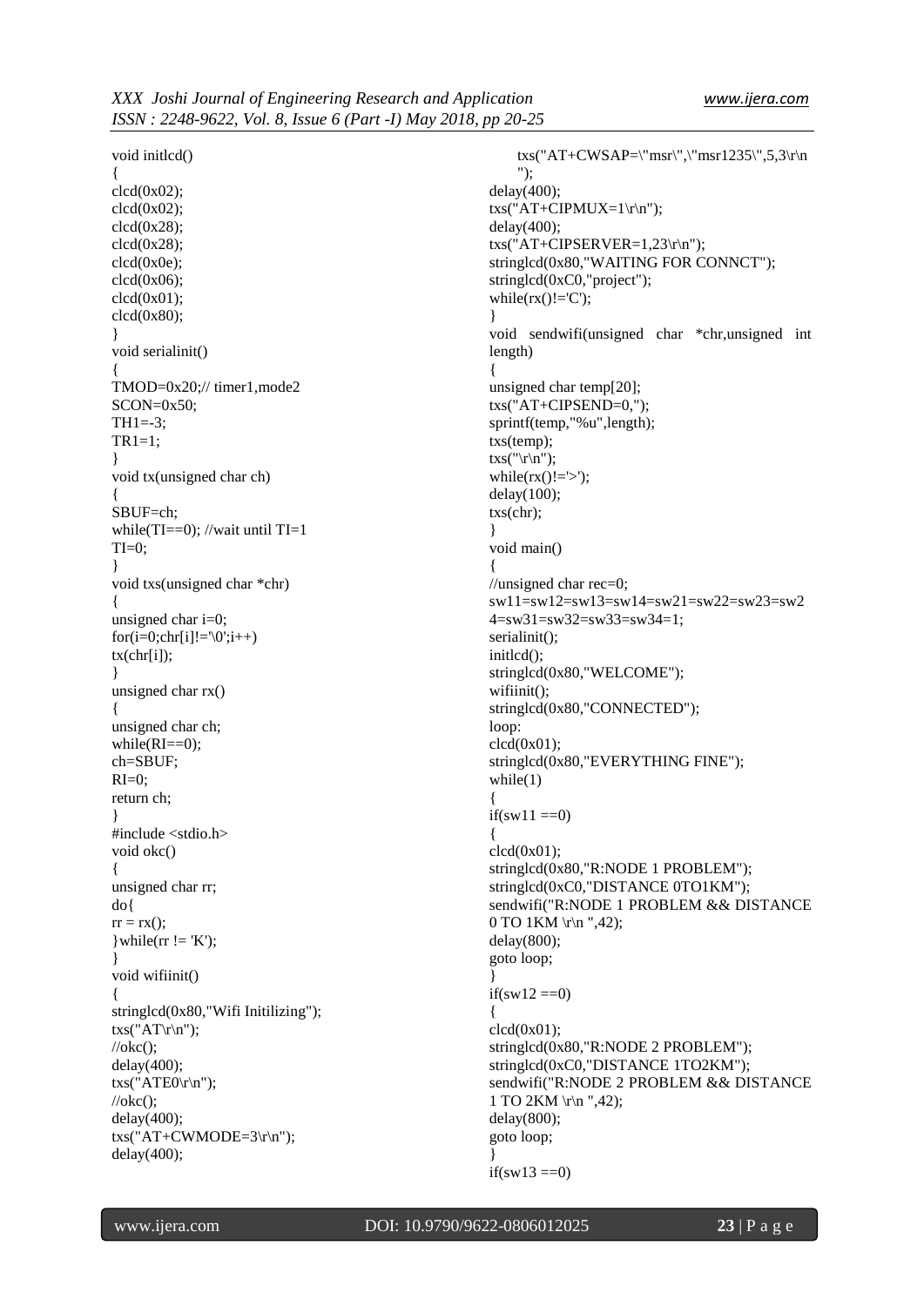```
void initlcd()
{
clcd(0x02);
clcd(0x02);
clcd(0x28);
clcd(0x28);
clcd(0x0e);
clcd(0x06);
clcd(0x01);
clcd(0x80);
}
void serialinit()
{
TMOD=0x20;// timer1,mode2
SCON=0x50;
TH1=-3;
TR1=1;
}
void tx(unsigned char ch)
{
SBUF=ch;
while(TI==0); //wait until TI=1
TI=0;
}
void txs(unsigned char *chr)
{
unsigned char i=0;
for(i=0;chr[i]!='\0';i++)
tx(chr[i]);
}
unsigned char rx()
{
unsigned char ch;
while(RI==0);
ch=SBUF;
RI=0;
return ch;
}
#include <stdio.h>
void okc()
{
unsigned char rr;
do{
rr = rx();
}while(rr != 'K');
}
void wifiinit()
{
stringlcd(0x80,"Wifi Initilizing");
txs("AT\r\n");
//okc();
delay(400);
txs("ATE0\r\n");
//okc();
delay(400);
txs("AT+CWMODE=3\r\n");
delay(400);
    txs("AT+CWSAP=\"msr\",\"msr1235\",5,3\r\n");
delay(400);
txs("AT+CIPMUX=1\r\n");
delay(400);
txs("AT+CIPSERVER=1,23\r\n");
stringlcd(0x80,"WAITING FOR CONNCT");
stringlcd(0xC0,"project");
while(rx()!='C');
}
void sendwifi(unsigned char *chr,unsigned int length)
{
unsigned char temp[20];
txs("AT+CIPSEND=0,");
sprintf(temp,"%u",length);
txs(temp);
txs("\r\n");
while(rx()!='>');
delay(100);
txs(chr);
}
void main()
{
//unsigned char rec=0;
sw11=sw12=sw13=sw14=sw21=sw22=sw23=sw24=sw31=sw32=sw33=sw34=1;
serialinit();
initlcd();
stringlcd(0x80,"WELCOME");
wifiinit();
stringlcd(0x80,"CONNECTED");
loop:
clcd(0x01);
stringlcd(0x80,"EVERYTHING FINE");
while(1)
{
if(sw11 ==0)
{
clcd(0x01);
stringlcd(0x80,"R:NODE 1 PROBLEM");
stringlcd(0xC0,"DISTANCE 0TO1KM");
sendwifi("R:NODE 1 PROBLEM && DISTANCE 0 TO 1KM \r\n ",42);
delay(800);
goto loop;
}
if(sw12 ==0)
{
clcd(0x01);
stringlcd(0x80,"R:NODE 2 PROBLEM");
stringlcd(0xC0,"DISTANCE 1TO2KM");
sendwifi("R:NODE 2 PROBLEM && DISTANCE 1 TO 2KM \r\n ",42);
delay(800);
goto loop;
}
if(sw13 ==0)
```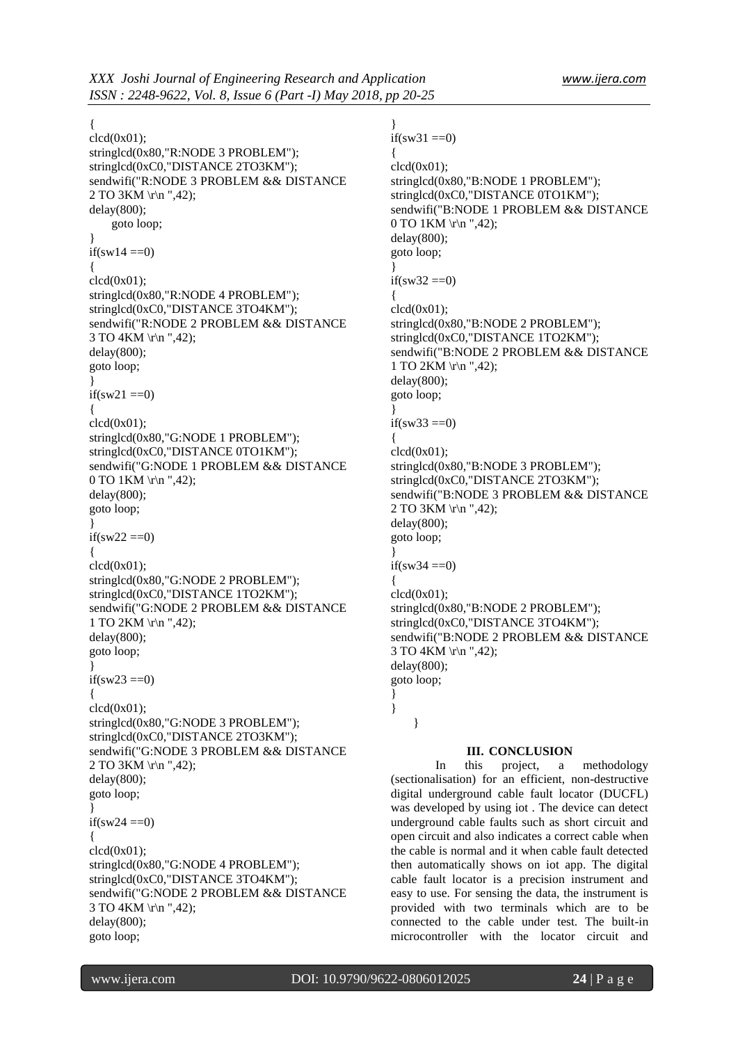```
{
clcd(0x01);
stringlcd(0x80,"R:NODE 3 PROBLEM");
stringlcd(0xC0,"DISTANCE 2TO3KM");
sendwifi("R:NODE 3 PROBLEM && DISTANCE 2 TO 3KM \r\n ",42);
delay(800);
    goto loop;
}
if(sw14 ==0)
{
clcd(0x01);
stringlcd(0x80,"R:NODE 4 PROBLEM");
stringlcd(0xC0,"DISTANCE 3TO4KM");
sendwifi("R:NODE 2 PROBLEM && DISTANCE 3 TO 4KM \r\n ",42);
delay(800);
goto loop;
}
if(sw21 ==0)
{
clcd(0x01);
stringlcd(0x80,"G:NODE 1 PROBLEM");
stringlcd(0xC0,"DISTANCE 0TO1KM");
sendwifi("G:NODE 1 PROBLEM && DISTANCE 0 TO 1KM \r\n ",42);
delay(800);
goto loop;
}
if(sw22 ==0)
{
clcd(0x01);
stringlcd(0x80,"G:NODE 2 PROBLEM");
stringlcd(0xC0,"DISTANCE 1TO2KM");
sendwifi("G:NODE 2 PROBLEM && DISTANCE 1 TO 2KM \r\n ",42);
delay(800);
goto loop;
}
if(sw23 ==0)
{
clcd(0x01);
stringlcd(0x80,"G:NODE 3 PROBLEM");
stringlcd(0xC0,"DISTANCE 2TO3KM");
sendwifi("G:NODE 3 PROBLEM && DISTANCE 2 TO 3KM \r\n ",42);
delay(800);
goto loop;
}
if(sw24 ==0)
{
clcd(0x01);
stringlcd(0x80,"G:NODE 4 PROBLEM");
stringlcd(0xC0,"DISTANCE 3TO4KM");
sendwifi("G:NODE 2 PROBLEM && DISTANCE 3 TO 4KM \r\n ",42);
delay(800);
goto loop;
}
if(sw31 ==0)
{
clcd(0x01);
stringlcd(0x80,"B:NODE 1 PROBLEM");
stringlcd(0xC0,"DISTANCE 0TO1KM");
sendwifi("B:NODE 1 PROBLEM && DISTANCE 0 TO 1KM \r\n ",42);
delay(800);
goto loop;
}
if(sw32 ==0)
{
clcd(0x01);
stringlcd(0x80,"B:NODE 2 PROBLEM");
stringlcd(0xC0,"DISTANCE 1TO2KM");
sendwifi("B:NODE 2 PROBLEM && DISTANCE 1 TO 2KM \r\n ",42);
delay(800);
goto loop;
}
if(sw33 ==0)
{
clcd(0x01);
stringlcd(0x80,"B:NODE 3 PROBLEM");
stringlcd(0xC0,"DISTANCE 2TO3KM");
sendwifi("B:NODE 3 PROBLEM && DISTANCE 2 TO 3KM \r\n ",42);
delay(800);
goto loop;
}
if(sw34 ==0)
{
clcd(0x01);
stringlcd(0x80,"B:NODE 2 PROBLEM");
stringlcd(0xC0,"DISTANCE 3TO4KM");
sendwifi("B:NODE 2 PROBLEM && DISTANCE 3 TO 4KM \r\n ",42);
delay(800);
goto loop;
}
}
    }
```

## III. CONCLUSION

In this project, a methodology (sectionalisation) for an efficient, non-destructive digital underground cable fault locator (DUCFL) was developed by using iot . The device can detect underground cable faults such as short circuit and open circuit and also indicates a correct cable when the cable is normal and it when cable fault detected then automatically shows on iot app. The digital cable fault locator is a precision instrument and easy to use. For sensing the data, the instrument is provided with two terminals which are to be connected to the cable under test. The built-in microcontroller with the locator circuit and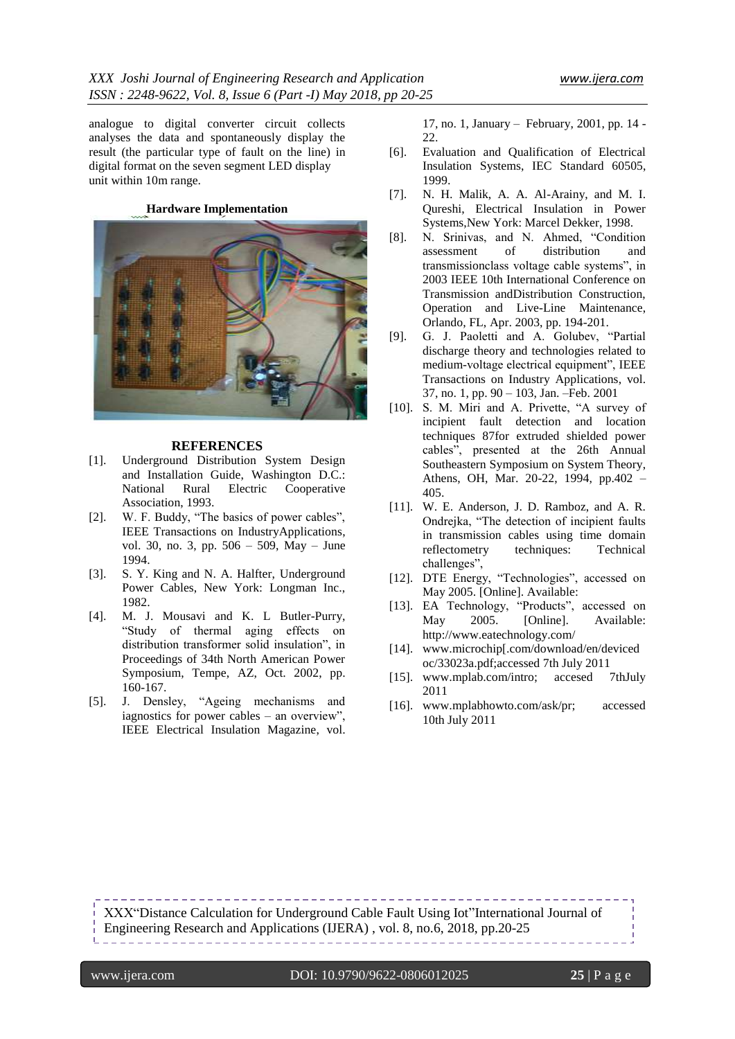analogue to digital converter circuit collects analyses the data and spontaneously display the result (the particular type of fault on the line) in digital format on the seven segment LED display unit within 10m range.

**Hardware Implementation**

## REFERENCES

[1]. Underground Distribution System Design and Installation Guide, Washington D.C.: National Rural Electric Cooperative Association, 1993.

[2]. W. F. Buddy, "The basics of power cables", IEEE Transactions on IndustryApplications, vol. 30, no. 3, pp. 506 – 509, May – June 1994.

[3]. S. Y. King and N. A. Halfter, Underground Power Cables, New York: Longman Inc., 1982.

[4]. M. J. Mousavi and K. L Butler-Purry, "Study of thermal aging effects on distribution transformer solid insulation", in Proceedings of 34th North American Power Symposium, Tempe, AZ, Oct. 2002, pp. 160-167.

[5]. J. Densley, "Ageing mechanisms and iagnostics for power cables – an overview", IEEE Electrical Insulation Magazine, vol. 17, no. 1, January – February, 2001, pp. 14 - 22.

[6]. Evaluation and Qualification of Electrical Insulation Systems, IEC Standard 60505, 1999.

[7]. N. H. Malik, A. A. Al-Arainy, and M. I. Qureshi, Electrical Insulation in Power Systems,New York: Marcel Dekker, 1998.

[8]. N. Srinivas, and N. Ahmed, "Condition assessment of distribution and transmissionclass voltage cable systems", in 2003 IEEE 10th International Conference on Transmission andDistribution Construction, Operation and Live-Line Maintenance, Orlando, FL, Apr. 2003, pp. 194-201.

[9]. G. J. Paoletti and A. Golubev, "Partial discharge theory and technologies related to medium-voltage electrical equipment", IEEE Transactions on Industry Applications, vol. 37, no. 1, pp. 90 – 103, Jan. –Feb. 2001

[10]. S. M. Miri and A. Privette, "A survey of incipient fault detection and location techniques 87for extruded shielded power cables", presented at the 26th Annual Southeastern Symposium on System Theory, Athens, OH, Mar. 20-22, 1994, pp.402 – 405.

[11]. W. E. Anderson, J. D. Ramboz, and A. R. Ondrejka, "The detection of incipient faults in transmission cables using time domain reflectometry techniques: Technical challenges",

[12]. DTE Energy, "Technologies", accessed on May 2005. [Online]. Available:

[13]. EA Technology, "Products", accessed on May 2005. [Online]. Available: http://www.eatechnology.com/

[14]. www.microchip[.com/download/en/deviced oc/33023a.pdf;accessed 7th July 2011

[15]. www.mplab.com/intro; accesed 7thJuly 2011

[16]. www.mplabhowto.com/ask/pr; accessed 10th July 2011

XXX"Distance Calculation for Underground Cable Fault Using Iot"International Journal of Engineering Research and Applications (IJERA) , vol. 8, no.6, 2018, pp.20-25